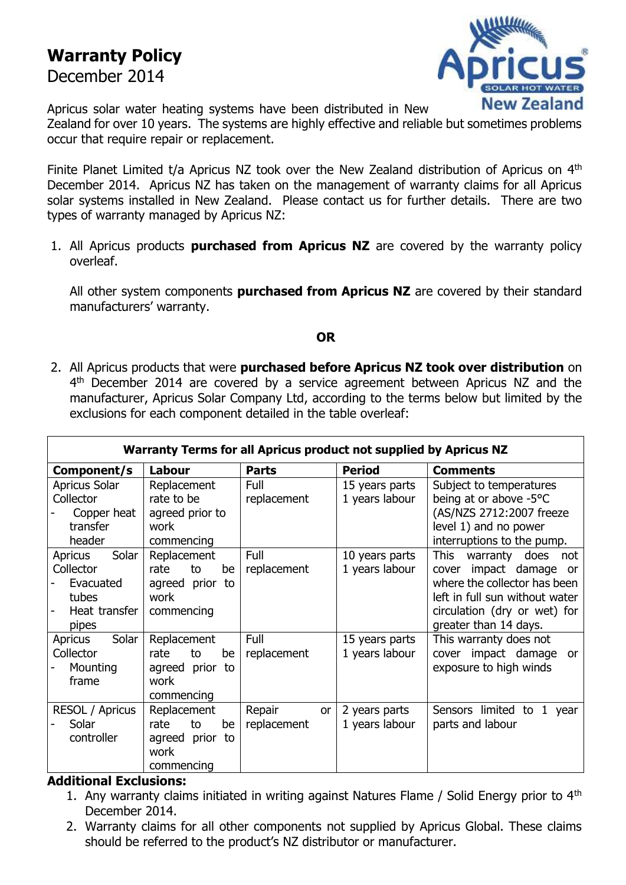# Warranty Policy

December 2014

Apricus solar water heating systems have been distributed in New Zealand for over 10 years. The systems are highly effective and reliable but sometimes problems occur that require repair or replacement.

Finite Planet Limited t/a Apricus NZ took over the New Zealand distribution of Apricus on 4th December 2014. Apricus NZ has taken on the management of warranty claims for all Apricus solar systems installed in New Zealand. Please contact us for further details. There are two types of warranty managed by Apricus NZ:

1. All Apricus products **purchased from Apricus NZ** are covered by the warranty policy overleaf.

   All other system components **purchased from Apricus NZ** are covered by their standard manufacturers' warranty.

**OR**

2. All Apricus products that were **purchased before Apricus NZ took over distribution** on 4th December 2014 are covered by a service agreement between Apricus NZ and the manufacturer, Apricus Solar Company Ltd, according to the terms below but limited by the exclusions for each component detailed in the table overleaf:

| **Warranty Terms for all Apricus product not supplied by Apricus NZ** | | | | |
|---|---|---|---|---|
| **Component/s** | **Labour** | **Parts** | **Period** | **Comments** |
| Apricus Solar Collector<br>- Copper heat transfer header | Replacement rate to be agreed prior to work commencing | Full replacement | 15 years parts<br>1 years labour | Subject to temperatures being at or above -5°C (AS/NZS 2712:2007 freeze level 1) and no power interruptions to the pump. |
| Apricus Solar Collector<br>- Evacuated tubes<br>- Heat transfer pipes | Replacement rate to be agreed prior to work commencing | Full replacement | 10 years parts<br>1 years labour | This warranty does not cover impact damage or where the collector has been left in full sun without water circulation (dry or wet) for greater than 14 days. |
| Apricus Solar Collector<br>- Mounting frame | Replacement rate to be agreed prior to work commencing | Full replacement | 15 years parts<br>1 years labour | This warranty does not cover impact damage or exposure to high winds |
| RESOL / Apricus<br>- Solar controller | Replacement rate to be agreed prior to work commencing | Repair or replacement | 2 years parts<br>1 years labour | Sensors limited to 1 year parts and labour |

**Additional Exclusions:**

1. Any warranty claims initiated in writing against Natures Flame / Solid Energy prior to 4th December 2014.
2. Warranty claims for all other components not supplied by Apricus Global. These claims should be referred to the product's NZ distributor or manufacturer.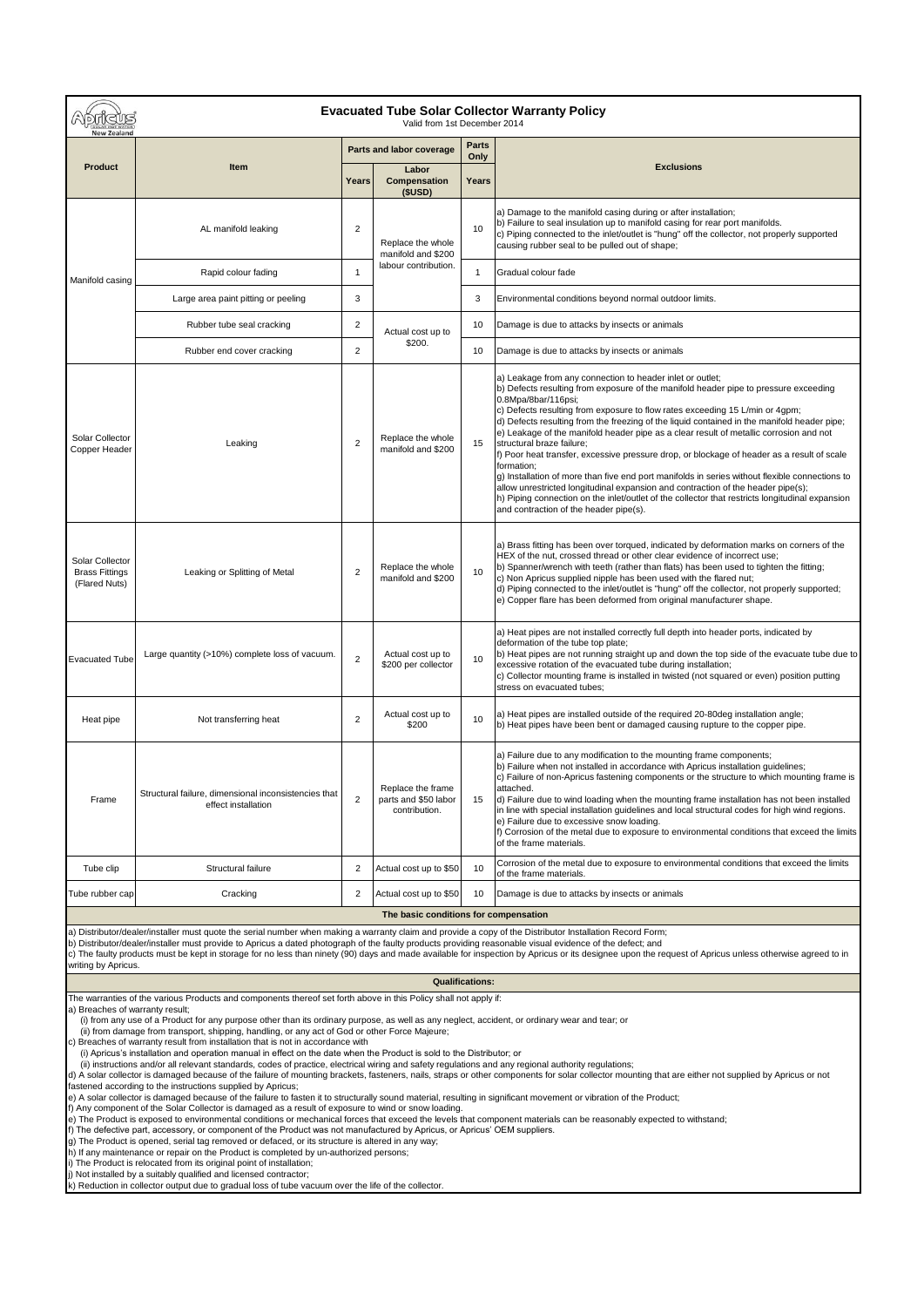# Evacuated Tube Solar Collector Warranty Policy

Valid from 1st December 2014

| Product | Item | Parts and labor coverage | | Parts Only | Exclusions |
|---|---|---|---|---|---|
| | | Years | Labor Compensation ($USD) | Years | |
| Manifold casing | AL manifold leaking | 2 | Replace the whole manifold and $200 labour contribution. | 10 | a) Damage to the manifold casing during or after installation; b) Failure to seal insulation up to manifold casing for rear port manifolds. c) Piping connected to the inlet/outlet is "hung" off the collector, not properly supported causing rubber seal to be pulled out of shape; |
| | Rapid colour fading | 1 | | 1 | Gradual colour fade |
| | Large area paint pitting or peeling | 3 | | 3 | Environmental conditions beyond normal outdoor limits. |
| | Rubber tube seal cracking | 2 | Actual cost up to $200. | 10 | Damage is due to attacks by insects or animals |
| | Rubber end cover cracking | 2 | | 10 | Damage is due to attacks by insects or animals |
| Solar Collector Copper Header | Leaking | 2 | Replace the whole manifold and $200 | 15 | a) Leakage from any connection to header inlet or outlet; b) Defects resulting from exposure of the manifold header pipe to pressure exceeding 0.8Mpa/8bar/116psi; c) Defects resulting from exposure to flow rates exceeding 15 L/min or 4gpm; d) Defects resulting from the freezing of the liquid contained in the manifold header pipe; e) Leakage of the manifold header pipe as a clear result of metallic corrosion and not structural braze failure; f) Poor heat transfer, excessive pressure drop, or blockage of header as a result of scale formation; g) Installation of more than five end port manifolds in series without flexible connections to allow unrestricted longitudinal expansion and contraction of the header pipe(s); h) Piping connection on the inlet/outlet of the collector that restricts longitudinal expansion and contraction of the header pipe(s). |
| Solar Collector Brass Fittings (Flared Nuts) | Leaking or Splitting of Metal | 2 | Replace the whole manifold and $200 | 10 | a) Brass fitting has been over torqued, indicated by deformation marks on corners of the HEX of the nut, crossed thread or other clear evidence of incorrect use; b) Spanner/wrench with teeth (rather than flats) has been used to tighten the fitting; c) Non Apricus supplied nipple has been used with the flared nut; d) Piping connected to the inlet/outlet is "hung" off the collector, not properly supported; e) Copper flare has been deformed from original manufacturer shape. |
| Evacuated Tube | Large quantity (>10%) complete loss of vacuum. | 2 | Actual cost up to $200 per collector | 10 | a) Heat pipes are not installed correctly full depth into header ports, indicated by deformation of the tube top plate; b) Heat pipes are not running straight up and down the top side of the evacuate tube due to excessive rotation of the evacuated tube during installation; c) Collector mounting frame is installed in twisted (not squared or even) position putting stress on evacuated tubes; |
| Heat pipe | Not transferring heat | 2 | Actual cost up to $200 | 10 | a) Heat pipes are installed outside of the required 20-80deg installation angle; b) Heat pipes have been bent or damaged causing rupture to the copper pipe. |
| Frame | Structural failure, dimensional inconsistencies that effect installation | 2 | Replace the frame parts and $50 labor contribution. | 15 | a) Failure due to any modification to the mounting frame components; b) Failure when not installed in accordance with Apricus installation guidelines; c) Failure of non-Apricus fastening components or the structure to which mounting frame is attached. d) Failure due to wind loading when the mounting frame installation has not been installed in line with special installation guidelines and local structural codes for high wind regions. e) Failure due to excessive snow loading. f) Corrosion of the metal due to exposure to environmental conditions that exceed the limits of the frame materials. |
| Tube clip | Structural failure | 2 | Actual cost up to $50 | 10 | Corrosion of the metal due to exposure to environmental conditions that exceed the limits of the frame materials. |
| Tube rubber cap | Cracking | 2 | Actual cost up to $50 | 10 | Damage is due to attacks by insects or animals |

**The basic conditions for compensation**

a) Distributor/dealer/installer must quote the serial number when making a warranty claim and provide a copy of the Distributor Installation Record Form;
b) Distributor/dealer/installer must provide to Apricus a dated photograph of the faulty products providing reasonable visual evidence of the defect; and
c) The faulty products must be kept in storage for no less than ninety (90) days and made available for inspection by Apricus or its designee upon the request of Apricus unless otherwise agreed to in writing by Apricus.

**Qualifications:**

The warranties of the various Products and components thereof set forth above in this Policy shall not apply if:
a) Breaches of warranty result;
(i) from any use of a Product for any purpose other than its ordinary purpose, as well as any neglect, accident, or ordinary wear and tear; or
(ii) from damage from transport, shipping, handling, or any act of God or other Force Majeure;
c) Breaches of warranty result from installation that is not in accordance with
(i) Apricus's installation and operation manual in effect on the date when the Product is sold to the Distributor; or
(ii) instructions and/or all relevant standards, codes of practice, electrical wiring and safety regulations and any regional authority regulations;
d) A solar collector is damaged because of the failure of mounting brackets, fasteners, nails, straps or other components for solar collector mounting that are either not supplied by Apricus or not fastened according to the instructions supplied by Apricus;
e) A solar collector is damaged because of the failure to fasten it to structurally sound material, resulting in significant movement or vibration of the Product;
f) Any component of the Solar Collector is damaged as a result of exposure to wind or snow loading.
e) The Product is exposed to environmental conditions or mechanical forces that exceed the levels that component materials can be reasonably expected to withstand;
f) The defective part, accessory, or component of the Product was not manufactured by Apricus, or Apricus' OEM suppliers.
g) The Product is opened, serial tag removed or defaced, or its structure is altered in any way;
h) If any maintenance or repair on the Product is completed by un-authorized persons;
i) The Product is relocated from its original point of installation;
j) Not installed by a suitably qualified and licensed contractor;
k) Reduction in collector output due to gradual loss of tube vacuum over the life of the collector.